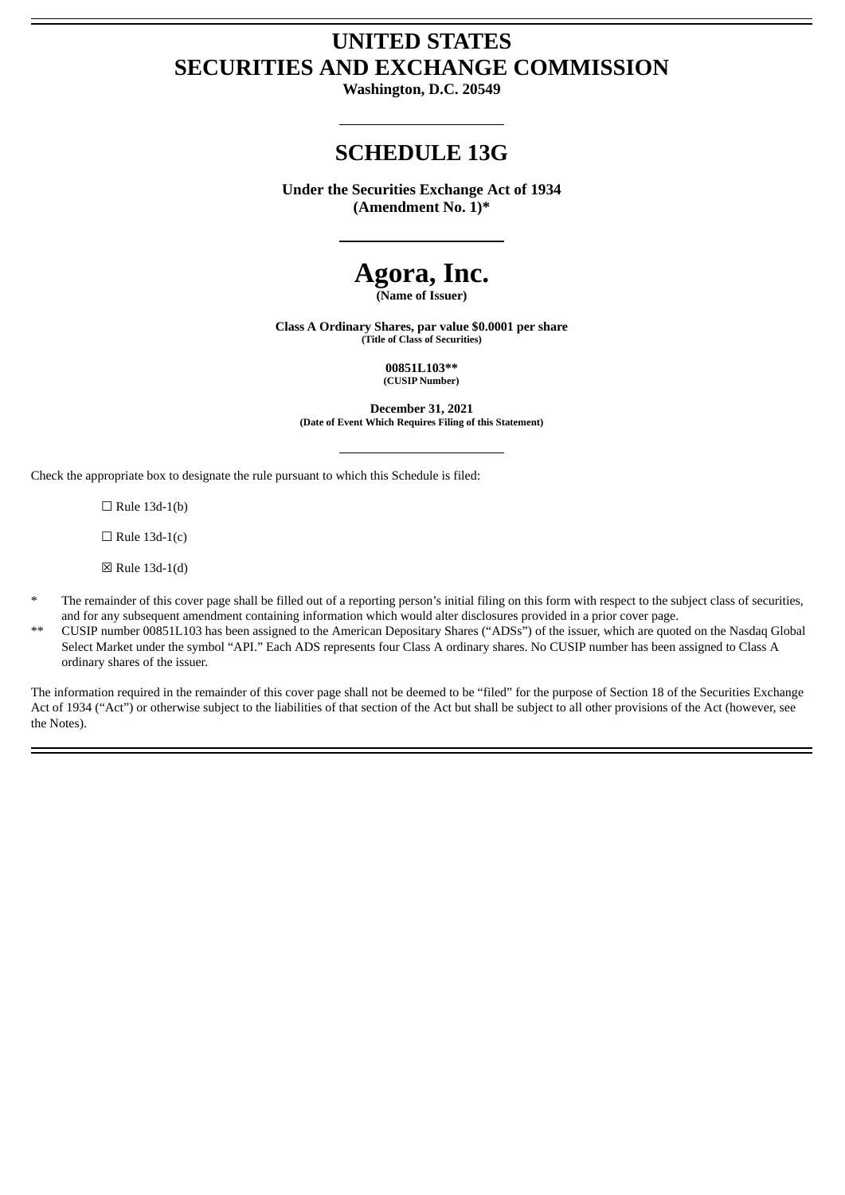# UNITED STATES
# SECURITIES AND EXCHANGE COMMISSION

**Washington, D.C. 20549**

---

## SCHEDULE 13G

**Under the Securities Exchange Act of 1934**
**(Amendment No. 1)***

---

# Agora, Inc.

**(Name of Issuer)**

**Class A Ordinary Shares, par value $0.0001 per share**
**(Title of Class of Securities)**

**00851L103****
**(CUSIP Number)**

**December 31, 2021**
**(Date of Event Which Requires Filing of this Statement)**

---

Check the appropriate box to designate the rule pursuant to which this Schedule is filed:

☐ Rule 13d-1(b)

☐ Rule 13d-1(c)

☒ Rule 13d-1(d)

\* The remainder of this cover page shall be filled out of a reporting person's initial filing on this form with respect to the subject class of securities, and for any subsequent amendment containing information which would alter disclosures provided in a prior cover page.

\*\* CUSIP number 00851L103 has been assigned to the American Depositary Shares ("ADSs") of the issuer, which are quoted on the Nasdaq Global Select Market under the symbol "API." Each ADS represents four Class A ordinary shares. No CUSIP number has been assigned to Class A ordinary shares of the issuer.

The information required in the remainder of this cover page shall not be deemed to be "filed" for the purpose of Section 18 of the Securities Exchange Act of 1934 ("Act") or otherwise subject to the liabilities of that section of the Act but shall be subject to all other provisions of the Act (however, see the Notes).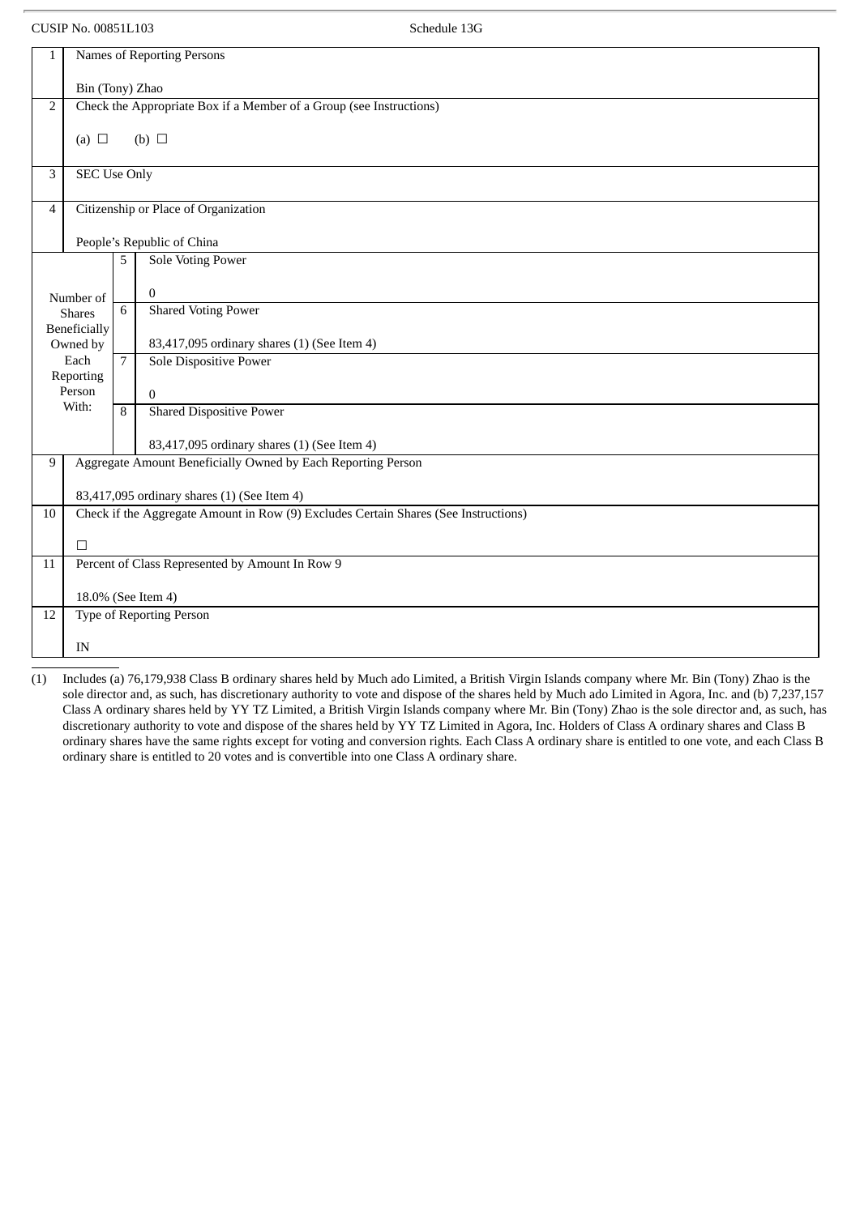CUSIP No. 00851L103 Schedule 13G

| | | | |
|---|---|---|---|
| 1 | Names of Reporting Persons<br><br>Bin (Tony) Zhao | | |
| 2 | Check the Appropriate Box if a Member of a Group (see Instructions)<br><br>(a) ☐ (b) ☐ | | |
| 3 | SEC Use Only | | |
| 4 | Citizenship or Place of Organization<br><br>People's Republic of China | | |
| Number of Shares Beneficially Owned by Each Reporting Person With: | 5 | Sole Voting Power<br><br>0 | |
| | 6 | Shared Voting Power<br><br>83,417,095 ordinary shares (1) (See Item 4) | |
| | 7 | Sole Dispositive Power<br><br>0 | |
| | 8 | Shared Dispositive Power<br><br>83,417,095 ordinary shares (1) (See Item 4) | |
| 9 | Aggregate Amount Beneficially Owned by Each Reporting Person<br><br>83,417,095 ordinary shares (1) (See Item 4) | | |
| 10 | Check if the Aggregate Amount in Row (9) Excludes Certain Shares (See Instructions)<br><br>☐ | | |
| 11 | Percent of Class Represented by Amount In Row 9<br><br>18.0% (See Item 4) | | |
| 12 | Type of Reporting Person<br><br>IN | | |

(1) Includes (a) 76,179,938 Class B ordinary shares held by Much ado Limited, a British Virgin Islands company where Mr. Bin (Tony) Zhao is the sole director and, as such, has discretionary authority to vote and dispose of the shares held by Much ado Limited in Agora, Inc. and (b) 7,237,157 Class A ordinary shares held by YY TZ Limited, a British Virgin Islands company where Mr. Bin (Tony) Zhao is the sole director and, as such, has discretionary authority to vote and dispose of the shares held by YY TZ Limited in Agora, Inc. Holders of Class A ordinary shares and Class B ordinary shares have the same rights except for voting and conversion rights. Each Class A ordinary share is entitled to one vote, and each Class B ordinary share is entitled to 20 votes and is convertible into one Class A ordinary share.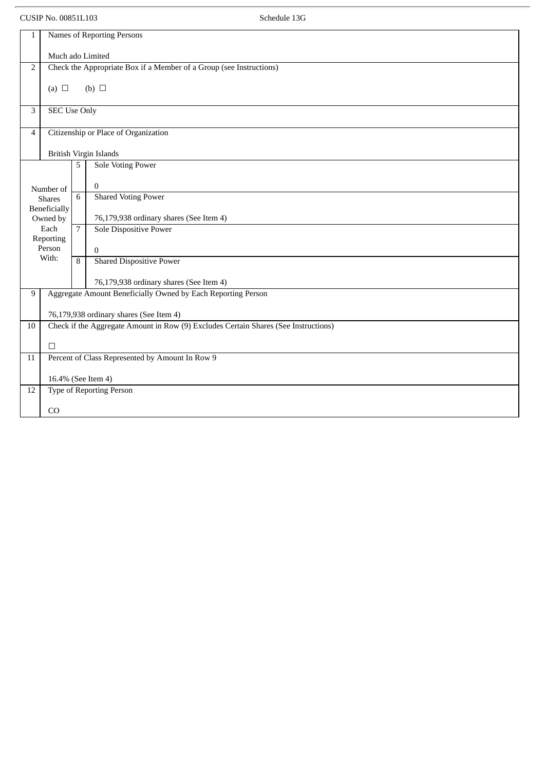CUSIP No. 00851L103 Schedule 13G

| | | | |
|---|---|---|---|
| 1 | Names of Reporting Persons<br><br>Much ado Limited | | |
| 2 | Check the Appropriate Box if a Member of a Group (see Instructions)<br><br>(a) ☐ (b) ☐ | | |
| 3 | SEC Use Only | | |
| 4 | Citizenship or Place of Organization<br><br>British Virgin Islands | | |
| Number of Shares Beneficially Owned by Each Reporting Person With: | | 5 | Sole Voting Power<br><br>0 |
| | | 6 | Shared Voting Power<br><br>76,179,938 ordinary shares (See Item 4) |
| | | 7 | Sole Dispositive Power<br><br>0 |
| | | 8 | Shared Dispositive Power<br><br>76,179,938 ordinary shares (See Item 4) |
| 9 | Aggregate Amount Beneficially Owned by Each Reporting Person<br><br>76,179,938 ordinary shares (See Item 4) | | |
| 10 | Check if the Aggregate Amount in Row (9) Excludes Certain Shares (See Instructions)<br><br>☐ | | |
| 11 | Percent of Class Represented by Amount In Row 9<br><br>16.4% (See Item 4) | | |
| 12 | Type of Reporting Person<br><br>CO | | |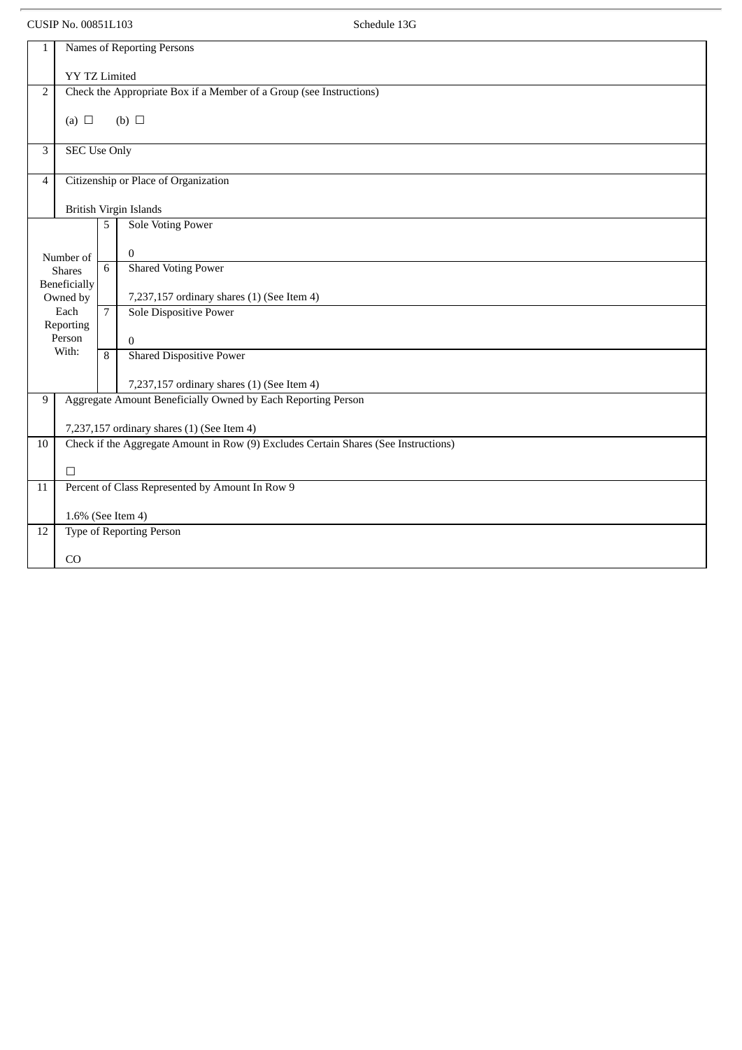CUSIP No. 00851L103 Schedule 13G

| 1 | Names of Reporting Persons<br><br>YY TZ Limited | |
|---|---|---|
| 2 | Check the Appropriate Box if a Member of a Group (see Instructions)<br><br>(a) ☐ (b) ☐ | |
| 3 | SEC Use Only | |
| 4 | Citizenship or Place of Organization<br><br>British Virgin Islands | |
| Number of Shares Beneficially Owned by Each Reporting Person With: | 5 | Sole Voting Power<br><br>0 |
| | 6 | Shared Voting Power<br><br>7,237,157 ordinary shares (1) (See Item 4) |
| | 7 | Sole Dispositive Power<br><br>0 |
| | 8 | Shared Dispositive Power<br><br>7,237,157 ordinary shares (1) (See Item 4) |
| 9 | Aggregate Amount Beneficially Owned by Each Reporting Person<br><br>7,237,157 ordinary shares (1) (See Item 4) | |
| 10 | Check if the Aggregate Amount in Row (9) Excludes Certain Shares (See Instructions)<br><br>☐ | |
| 11 | Percent of Class Represented by Amount In Row 9<br><br>1.6% (See Item 4) | |
| 12 | Type of Reporting Person<br><br>CO | |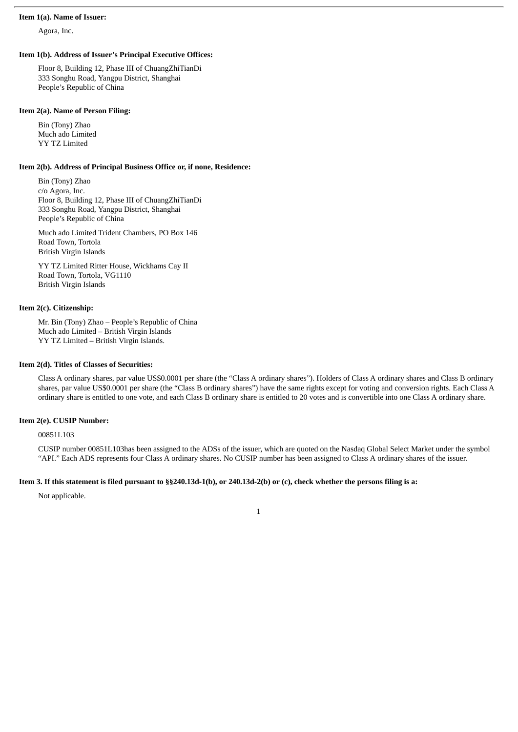**Item 1(a). Name of Issuer:**

Agora, Inc.

**Item 1(b). Address of Issuer's Principal Executive Offices:**

Floor 8, Building 12, Phase III of ChuangZhiTianDi
333 Songhu Road, Yangpu District, Shanghai
People's Republic of China

**Item 2(a). Name of Person Filing:**

Bin (Tony) Zhao
Much ado Limited
YY TZ Limited

**Item 2(b). Address of Principal Business Office or, if none, Residence:**

Bin (Tony) Zhao
c/o Agora, Inc.
Floor 8, Building 12, Phase III of ChuangZhiTianDi
333 Songhu Road, Yangpu District, Shanghai
People's Republic of China

Much ado Limited Trident Chambers, PO Box 146
Road Town, Tortola
British Virgin Islands

YY TZ Limited Ritter House, Wickhams Cay II
Road Town, Tortola, VG1110
British Virgin Islands

**Item 2(c). Citizenship:**

Mr. Bin (Tony) Zhao – People's Republic of China
Much ado Limited – British Virgin Islands
YY TZ Limited – British Virgin Islands.

**Item 2(d). Titles of Classes of Securities:**

Class A ordinary shares, par value US$0.0001 per share (the "Class A ordinary shares"). Holders of Class A ordinary shares and Class B ordinary shares, par value US$0.0001 per share (the "Class B ordinary shares") have the same rights except for voting and conversion rights. Each Class A ordinary share is entitled to one vote, and each Class B ordinary share is entitled to 20 votes and is convertible into one Class A ordinary share.

**Item 2(e). CUSIP Number:**

00851L103

CUSIP number 00851L103has been assigned to the ADSs of the issuer, which are quoted on the Nasdaq Global Select Market under the symbol "API." Each ADS represents four Class A ordinary shares. No CUSIP number has been assigned to Class A ordinary shares of the issuer.

**Item 3. If this statement is filed pursuant to §§240.13d-1(b), or 240.13d-2(b) or (c), check whether the persons filing is a:**

Not applicable.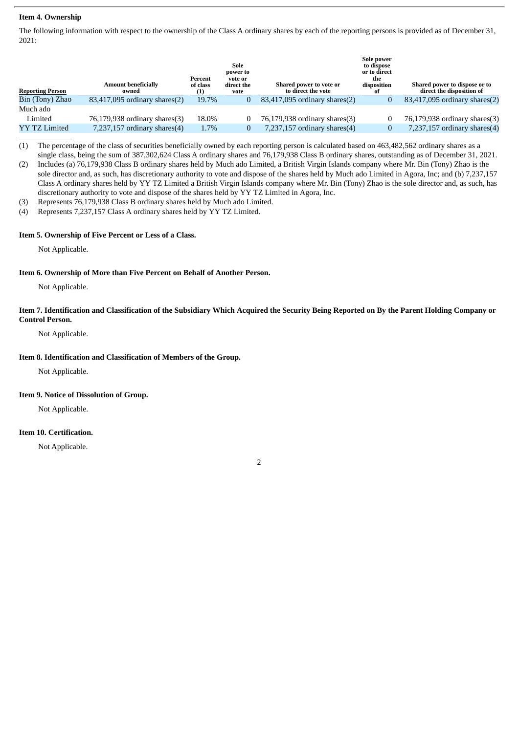**Item 4. Ownership**

The following information with respect to the ownership of the Class A ordinary shares by each of the reporting persons is provided as of December 31, 2021:

| Reporting Person | Amount beneficially owned | Percent of class (1) | Sole power to vote or direct the vote | Shared power to vote or to direct the vote | Sole power to dispose or to direct the disposition of | Shared power to dispose or to direct the disposition of |
|---|---|---|---|---|---|---|
| Bin (Tony) Zhao | 83,417,095 ordinary shares(2) | 19.7% | 0 | 83,417,095 ordinary shares(2) | 0 | 83,417,095 ordinary shares(2) |
| Much ado Limited | 76,179,938 ordinary shares(3) | 18.0% | 0 | 76,179,938 ordinary shares(3) | 0 | 76,179,938 ordinary shares(3) |
| YY TZ Limited | 7,237,157 ordinary shares(4) | 1.7% | 0 | 7,237,157 ordinary shares(4) | 0 | 7,237,157 ordinary shares(4) |

(1) The percentage of the class of securities beneficially owned by each reporting person is calculated based on 463,482,562 ordinary shares as a single class, being the sum of 387,302,624 Class A ordinary shares and 76,179,938 Class B ordinary shares, outstanding as of December 31, 2021.

(2) Includes (a) 76,179,938 Class B ordinary shares held by Much ado Limited, a British Virgin Islands company where Mr. Bin (Tony) Zhao is the sole director and, as such, has discretionary authority to vote and dispose of the shares held by Much ado Limited in Agora, Inc; and (b) 7,237,157 Class A ordinary shares held by YY TZ Limited a British Virgin Islands company where Mr. Bin (Tony) Zhao is the sole director and, as such, has discretionary authority to vote and dispose of the shares held by YY TZ Limited in Agora, Inc.

(3) Represents 76,179,938 Class B ordinary shares held by Much ado Limited.

(4) Represents 7,237,157 Class A ordinary shares held by YY TZ Limited.

**Item 5. Ownership of Five Percent or Less of a Class.**

Not Applicable.

**Item 6. Ownership of More than Five Percent on Behalf of Another Person.**

Not Applicable.

**Item 7. Identification and Classification of the Subsidiary Which Acquired the Security Being Reported on By the Parent Holding Company or Control Person.**

Not Applicable.

**Item 8. Identification and Classification of Members of the Group.**

Not Applicable.

**Item 9. Notice of Dissolution of Group.**

Not Applicable.

**Item 10. Certification.**

Not Applicable.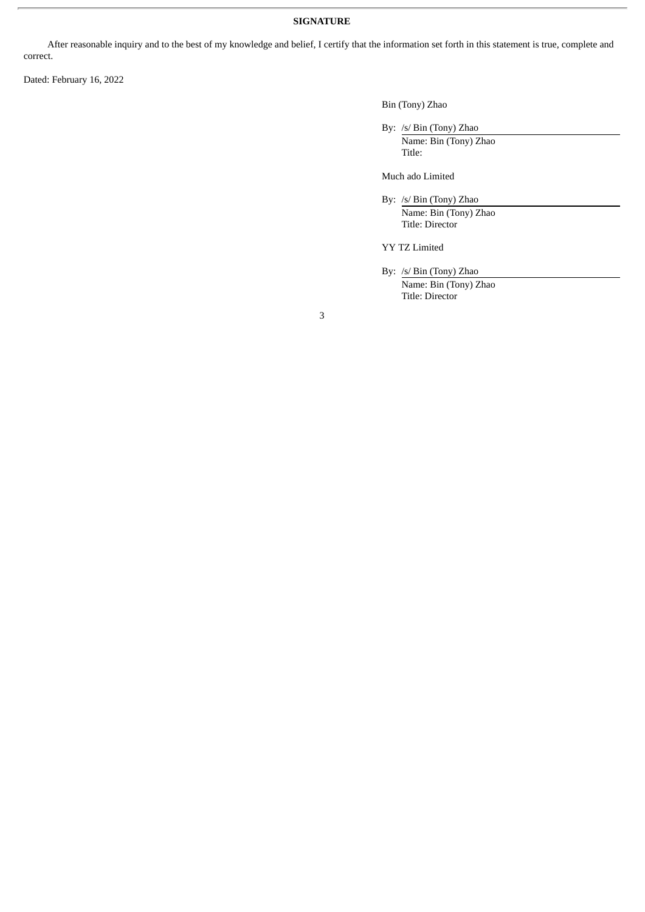**SIGNATURE**

After reasonable inquiry and to the best of my knowledge and belief, I certify that the information set forth in this statement is true, complete and correct.

Dated: February 16, 2022

Bin (Tony) Zhao

By: /s/ Bin (Tony) Zhao  
Name: Bin (Tony) Zhao  
Title:

Much ado Limited

By: /s/ Bin (Tony) Zhao  
Name: Bin (Tony) Zhao  
Title: Director

YY TZ Limited

By: /s/ Bin (Tony) Zhao  
Name: Bin (Tony) Zhao  
Title: Director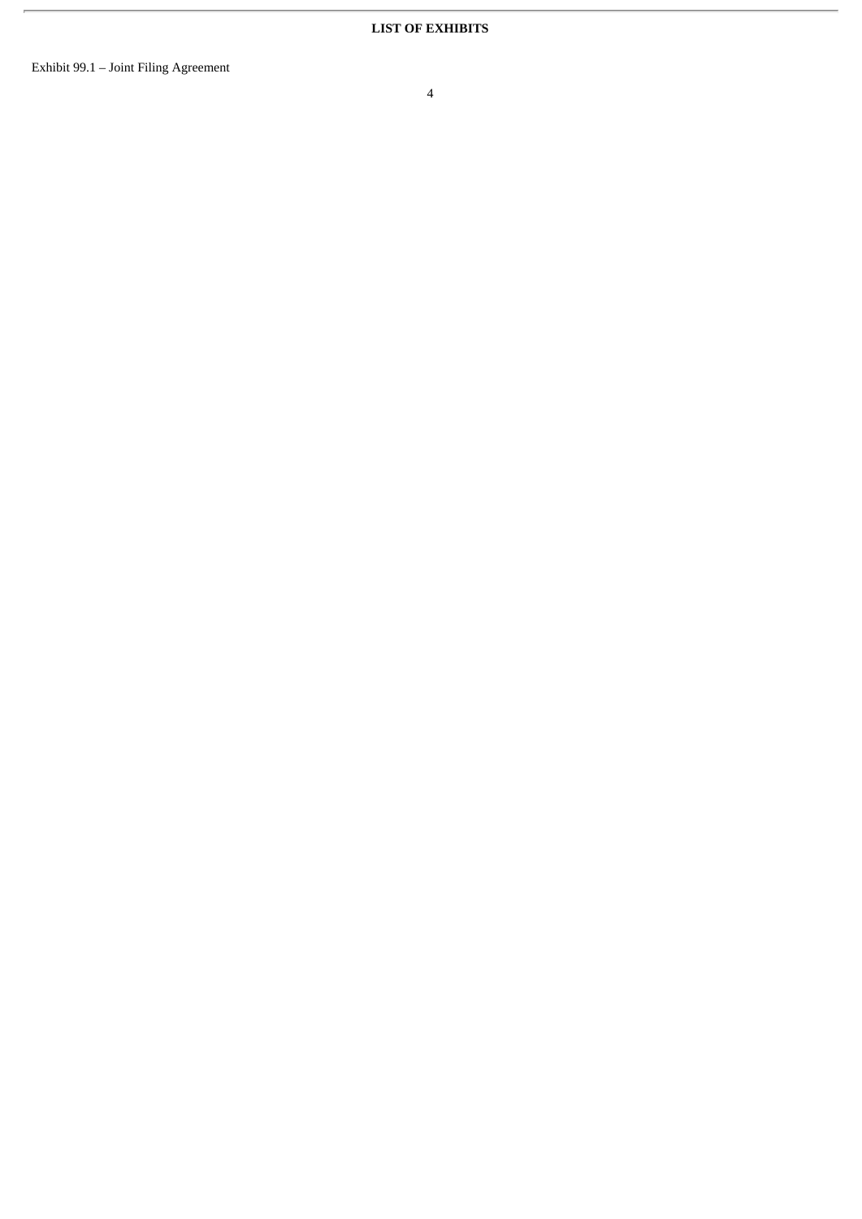**LIST OF EXHIBITS**

Exhibit 99.1 – Joint Filing Agreement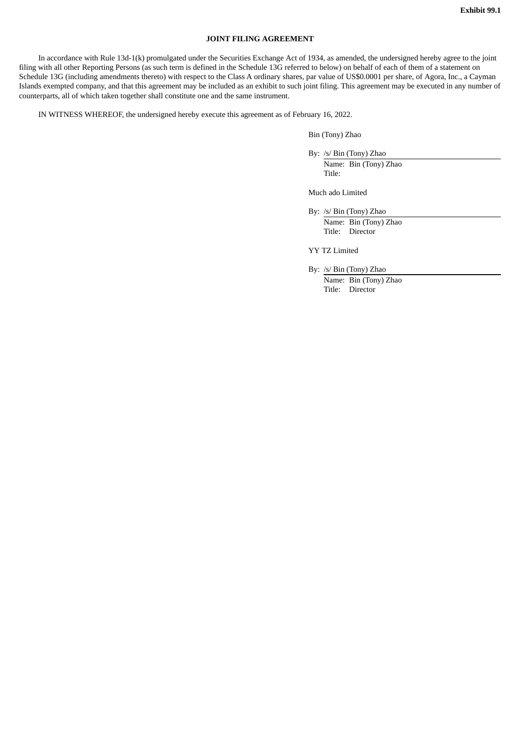Exhibit 99.1

**JOINT FILING AGREEMENT**

In accordance with Rule 13d-1(k) promulgated under the Securities Exchange Act of 1934, as amended, the undersigned hereby agree to the joint filing with all other Reporting Persons (as such term is defined in the Schedule 13G referred to below) on behalf of each of them of a statement on Schedule 13G (including amendments thereto) with respect to the Class A ordinary shares, par value of US$0.0001 per share, of Agora, Inc., a Cayman Islands exempted company, and that this agreement may be included as an exhibit to such joint filing. This agreement may be executed in any number of counterparts, all of which taken together shall constitute one and the same instrument.

IN WITNESS WHEREOF, the undersigned hereby execute this agreement as of February 16, 2022.

Bin (Tony) Zhao

By: /s/ Bin (Tony) Zhao
Name: Bin (Tony) Zhao
Title:

Much ado Limited

By: /s/ Bin (Tony) Zhao
Name: Bin (Tony) Zhao
Title: Director

YY TZ Limited

By: /s/ Bin (Tony) Zhao
Name: Bin (Tony) Zhao
Title: Director